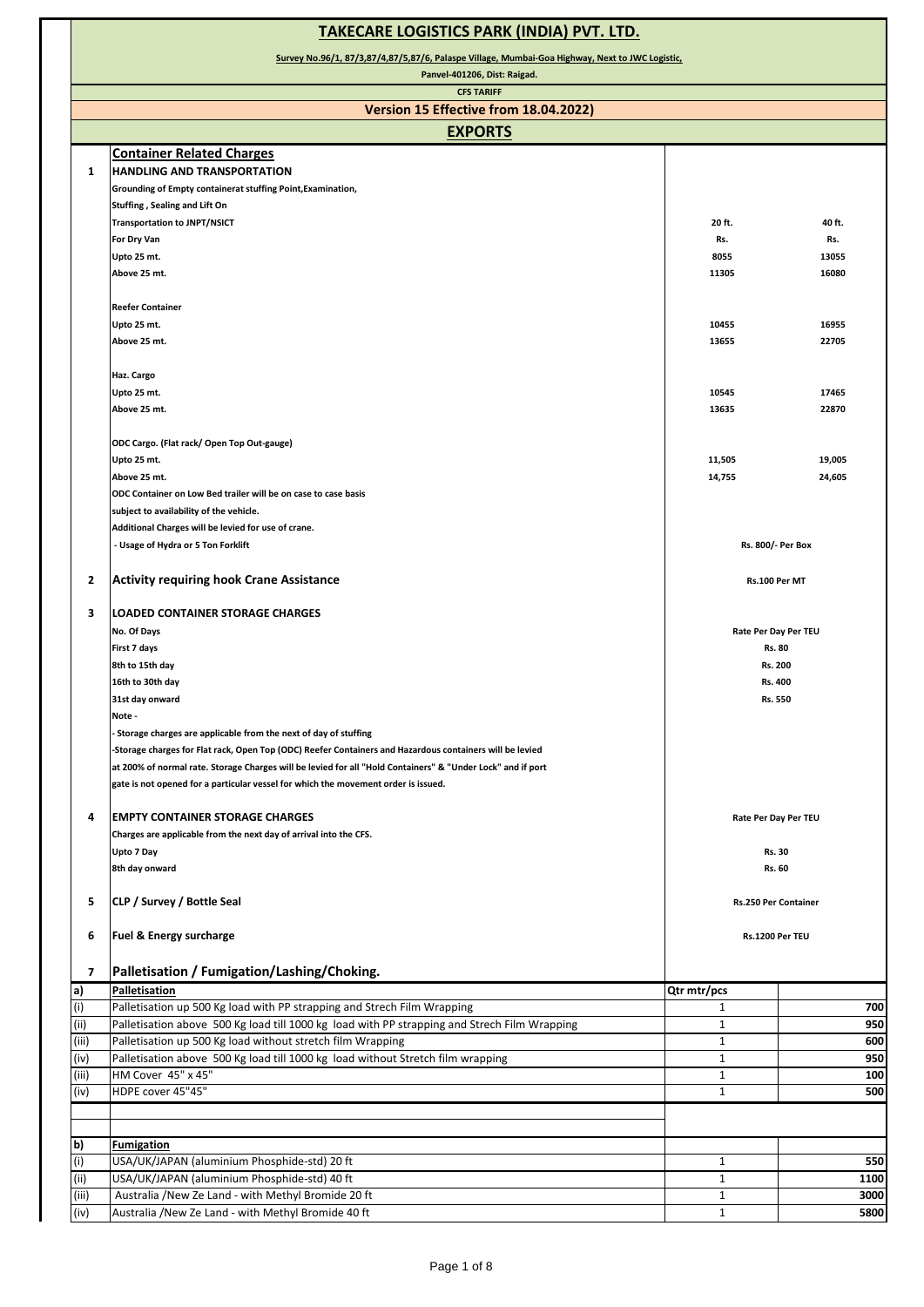# TAKECARE LOGISTICS PARK (INDIA) PVT. LTD.

**Survey No.96/1, 87/3,87/4,87/5,87/6, Palaspe Village, Mumbai-Goa Highway, Next to JWC Logistic,**

**Panvel-401206, Dist: Raigad.**

**CFS TARIFF**

**Version 15 Effective from 18.04.2022)**

## EXPORTS

### Container Related Charges

| | | | |
|---|---|---|---|
| **1** | **HANDLING AND TRANSPORTATION** | | |
| | **Grounding of Empty containerat stuffing Point,Examination,** | | |
| | **Stuffing , Sealing and Lift On** | | |
| | **Transportation to JNPT/NSICT** | **20 ft.** | **40 ft.** |
| | **For Dry Van** | **Rs.** | **Rs.** |
| | **Upto 25 mt.** | **8055** | **13055** |
| | **Above 25 mt.** | **11305** | **16080** |
| | **Reefer Container** | | |
| | **Upto 25 mt.** | **10455** | **16955** |
| | **Above 25 mt.** | **13655** | **22705** |
| | **Haz. Cargo** | | |
| | **Upto 25 mt.** | **10545** | **17465** |
| | **Above 25 mt.** | **13635** | **22870** |
| | **ODC Cargo. (Flat rack/ Open Top Out-gauge)** | | |
| | **Upto 25 mt.** | **11,505** | **19,005** |
| | **Above 25 mt.** | **14,755** | **24,605** |
| | **ODC Container on Low Bed trailer will be on case to case basis** | | |
| | **subject to availability of the vehicle.** | | |
| | **Additional Charges will be levied for use of crane.** | | |
| | **- Usage of Hydra or 5 Ton Forklift** | **Rs. 800/- Per Box** | |
| **2** | **Activity requiring hook Crane Assistance** | **Rs.100 Per MT** | |
| **3** | **LOADED CONTAINER STORAGE CHARGES** | | |
| | **No. Of Days** | **Rate Per Day Per TEU** | |
| | **First 7 days** | **Rs. 80** | |
| | **8th to 15th day** | **Rs. 200** | |
| | **16th to 30th day** | **Rs. 400** | |
| | **31st day onward** | **Rs. 550** | |
| | **Note -** | | |
| | **- Storage charges are applicable from the next of day of stuffing** | | |
| | **-Storage charges for Flat rack, Open Top (ODC) Reefer Containers and Hazardous containers will be levied at 200% of normal rate. Storage Charges will be levied for all "Hold Containers" & "Under Lock" and if port gate is not opened for a particular vessel for which the movement order is issued.** | | |
| **4** | **EMPTY CONTAINER STORAGE CHARGES** | **Rate Per Day Per TEU** | |
| | **Charges are applicable from the next day of arrival into the CFS.** | | |
| | **Upto 7 Day** | **Rs. 30** | |
| | **8th day onward** | **Rs. 60** | |
| **5** | **CLP / Survey / Bottle Seal** | **Rs.250 Per Container** | |
| **6** | **Fuel & Energy surcharge** | **Rs.1200 Per TEU** | |
| **7** | **Palletisation / Fumigation/Lashing/Choking.** | | |
| **a)** | **Palletisation** | **Qtr mtr/pcs** | |
| (i) | Palletisation up 500 Kg load with PP strapping and Strech Film Wrapping | 1 | **700** |
| (ii) | Palletisation above 500 Kg load till 1000 kg load with PP strapping and Strech Film Wrapping | 1 | **950** |
| (iii) | Palletisation up 500 Kg load without stretch film Wrapping | 1 | **600** |
| (iv) | Palletisation above 500 Kg load till 1000 kg load without Stretch film wrapping | 1 | **950** |
| (iii) | HM Cover 45" x 45" | 1 | **100** |
| (iv) | HDPE cover 45"45" | 1 | **500** |
| **b)** | **Fumigation** | | |
| (i) | USA/UK/JAPAN (aluminium Phosphide-std) 20 ft | 1 | **550** |
| (ii) | USA/UK/JAPAN (aluminium Phosphide-std) 40 ft | 1 | **1100** |
| (iii) | Australia /New Ze Land - with Methyl Bromide 20 ft | 1 | **3000** |
| (iv) | Australia /New Ze Land - with Methyl Bromide 40 ft | 1 | **5800** |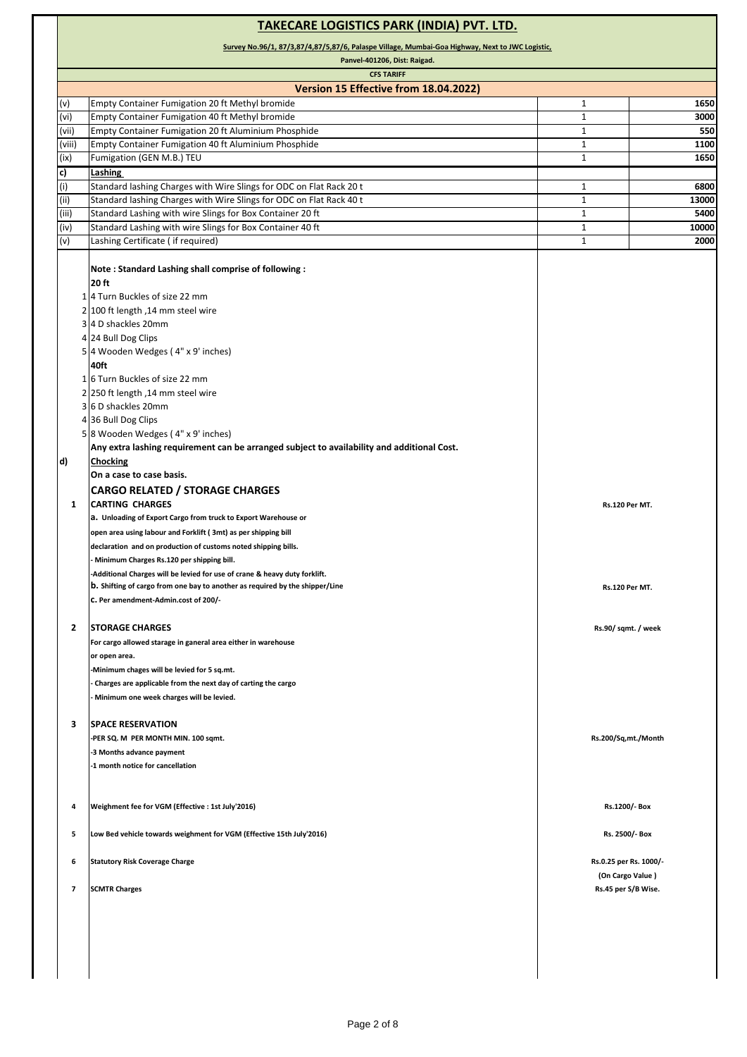# TAKECARE LOGISTICS PARK (INDIA) PVT. LTD.

**Survey No.96/1, 87/3,87/4,87/5,87/6, Palaspe Village, Mumbai-Goa Highway, Next to JWC Logistic,**

**Panvel-401206, Dist: Raigad.**

**CFS TARIFF**

## Version 15 Effective from 18.04.2022)

| | | | |
|---|---|---|---|
| (v) | Empty Container Fumigation 20 ft Methyl bromide | 1 | 1650 |
| (vi) | Empty Container Fumigation 40 ft Methyl bromide | 1 | 3000 |
| (vii) | Empty Container Fumigation 20 ft Aluminium Phosphide | 1 | 550 |
| (viii) | Empty Container Fumigation 40 ft Aluminium Phosphide | 1 | 1100 |
| (ix) | Fumigation (GEN M.B.) TEU | 1 | 1650 |
| **c)** | **Lashing** | | |
| (i) | Standard lashing Charges with Wire Slings for ODC on Flat Rack 20 t | 1 | 6800 |
| (ii) | Standard lashing Charges with Wire Slings for ODC on Flat Rack 40 t | 1 | 13000 |
| (iii) | Standard Lashing with wire Slings for Box Container 20 ft | 1 | 5400 |
| (iv) | Standard Lashing with wire Slings for Box Container 40 ft | 1 | 10000 |
| (v) | Lashing Certificate ( if required) | 1 | 2000 |

**Note : Standard Lashing shall comprise of following :**

**20 ft**

1. 4 Turn Buckles of size 22 mm
2. 100 ft length ,14 mm steel wire
3. 4 D shackles 20mm
4. 24 Bull Dog Clips
5. 4 Wooden Wedges ( 4" x 9' inches)

**40ft**

1. 6 Turn Buckles of size 22 mm
2. 250 ft length ,14 mm steel wire
3. 6 D shackles 20mm
4. 36 Bull Dog Clips
5. 8 Wooden Wedges ( 4" x 9' inches)

**Any extra lashing requirement can be arranged subject to availability and additional Cost.**

**d) Chocking**

**On a case to case basis.**

### CARGO RELATED / STORAGE CHARGES

| | | |
|---|---|---|
| **1** | **CARTING CHARGES**<br>**a. Unloading of Export Cargo from truck to Export Warehouse or open area using labour and Forklift ( 3mt) as per shipping bill declaration and on production of customs noted shipping bills.**<br>**- Minimum Charges Rs.120 per shipping bill.**<br>**-Additional Charges will be levied for use of crane & heavy duty forklift.** | **Rs.120 Per MT.** |
| | **b. Shifting of cargo from one bay to another as required by the shipper/Line**<br>**c. Per amendment-Admin.cost of 200/-** | **Rs.120 Per MT.** |
| **2** | **STORAGE CHARGES**<br>**For cargo allowed starage in ganeral area either in warehouse or open area.**<br>**-Minimum chages will be levied for 5 sq.mt.**<br>**- Charges are applicable from the next day of carting the cargo**<br>**- Minimum one week charges will be levied.** | **Rs.90/ sqmt. / week** |
| **3** | **SPACE RESERVATION**<br>**-PER SQ. M PER MONTH MIN. 100 sqmt.**<br>**-3 Months advance payment**<br>**-1 month notice for cancellation** | **Rs.200/Sq,mt./Month** |
| **4** | **Weighment fee for VGM (Effective : 1st July'2016)** | **Rs.1200/- Box** |
| **5** | **Low Bed vehicle towards weighment for VGM (Effective 15th July'2016)** | **Rs. 2500/- Box** |
| **6** | **Statutory Risk Coverage Charge** | **Rs.0.25 per Rs. 1000/- (On Cargo Value )** |
| **7** | **SCMTR Charges** | **Rs.45 per S/B Wise.** |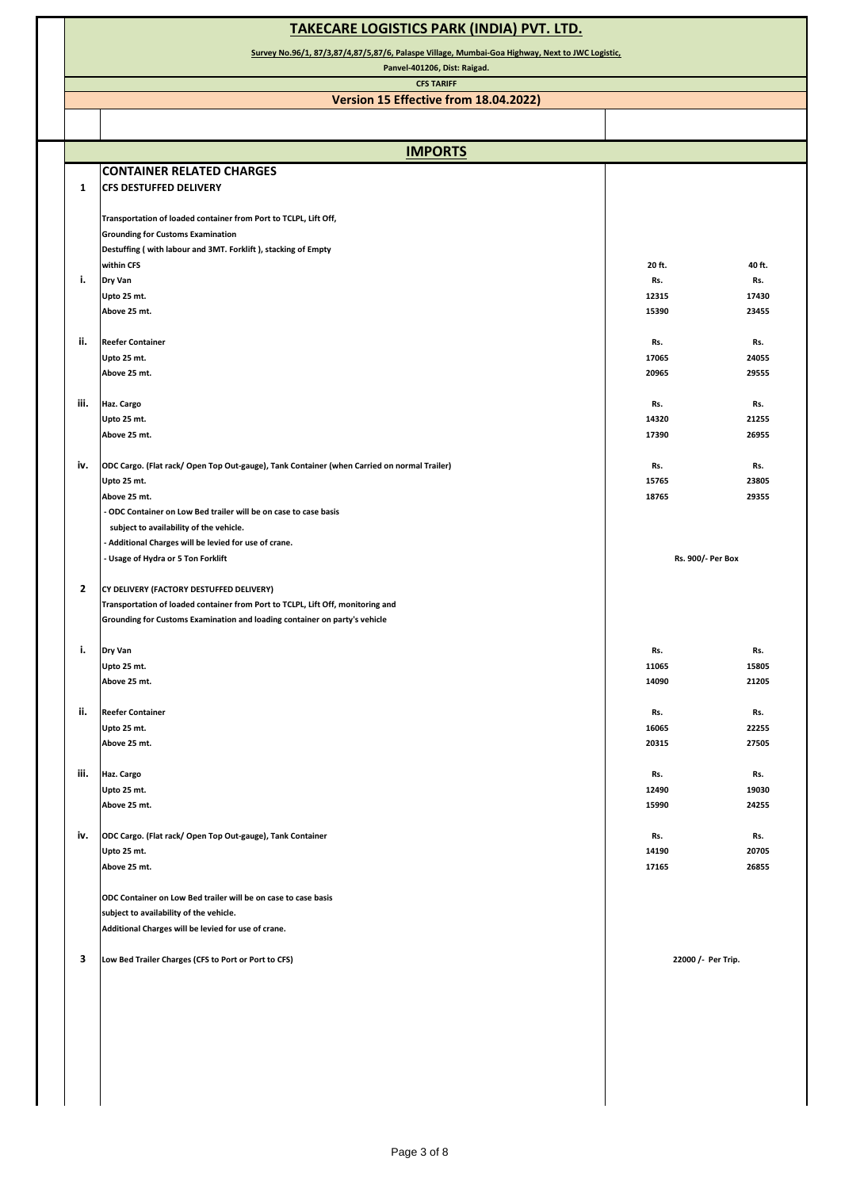# TAKECARE LOGISTICS PARK (INDIA) PVT. LTD.

**Survey No.96/1, 87/3,87/4,87/5,87/6, Palaspe Village, Mumbai-Goa Highway, Next to JWC Logistic,**

**Panvel-401206, Dist: Raigad.**

**CFS TARIFF**

## Version 15 Effective from 18.04.2022)

## IMPORTS

### CONTAINER RELATED CHARGES

| | | 20 ft. | 40 ft. |
|---|---|---|---|
| **1** | **CFS DESTUFFED DELIVERY** | | |
| | **Transportation of loaded container from Port to TCLPL, Lift Off, Grounding for Customs Examination Destuffing ( with labour and 3MT. Forklift ), stacking of Empty within CFS** | **20 ft.** | **40 ft.** |
| **i.** | **Dry Van** | **Rs.** | **Rs.** |
| | **Upto 25 mt.** | **12315** | **17430** |
| | **Above 25 mt.** | **15390** | **23455** |
| **ii.** | **Reefer Container** | **Rs.** | **Rs.** |
| | **Upto 25 mt.** | **17065** | **24055** |
| | **Above 25 mt.** | **20965** | **29555** |
| **iii.** | **Haz. Cargo** | **Rs.** | **Rs.** |
| | **Upto 25 mt.** | **14320** | **21255** |
| | **Above 25 mt.** | **17390** | **26955** |
| **iv.** | **ODC Cargo. (Flat rack/ Open Top Out-gauge), Tank Container (when Carried on normal Trailer)** | **Rs.** | **Rs.** |
| | **Upto 25 mt.** | **15765** | **23805** |
| | **Above 25 mt.** | **18765** | **29355** |
| | **- ODC Container on Low Bed trailer will be on case to case basis subject to availability of the vehicle.** | | |
| | **- Additional Charges will be levied for use of crane.** | | |
| | **- Usage of Hydra or 5 Ton Forklift** | **Rs. 900/- Per Box** | |
| **2** | **CY DELIVERY (FACTORY DESTUFFED DELIVERY)** | | |
| | **Transportation of loaded container from Port to TCLPL, Lift Off, monitoring and Grounding for Customs Examination and loading container on party's vehicle** | | |
| **i.** | **Dry Van** | **Rs.** | **Rs.** |
| | **Upto 25 mt.** | **11065** | **15805** |
| | **Above 25 mt.** | **14090** | **21205** |
| **ii.** | **Reefer Container** | **Rs.** | **Rs.** |
| | **Upto 25 mt.** | **16065** | **22255** |
| | **Above 25 mt.** | **20315** | **27505** |
| **iii.** | **Haz. Cargo** | **Rs.** | **Rs.** |
| | **Upto 25 mt.** | **12490** | **19030** |
| | **Above 25 mt.** | **15990** | **24255** |
| **iv.** | **ODC Cargo. (Flat rack/ Open Top Out-gauge), Tank Container** | **Rs.** | **Rs.** |
| | **Upto 25 mt.** | **14190** | **20705** |
| | **Above 25 mt.** | **17165** | **26855** |
| | **ODC Container on Low Bed trailer will be on case to case basis subject to availability of the vehicle.** | | |
| | **Additional Charges will be levied for use of crane.** | | |
| **3** | **Low Bed Trailer Charges (CFS to Port or Port to CFS)** | **22000 /- Per Trip.** | |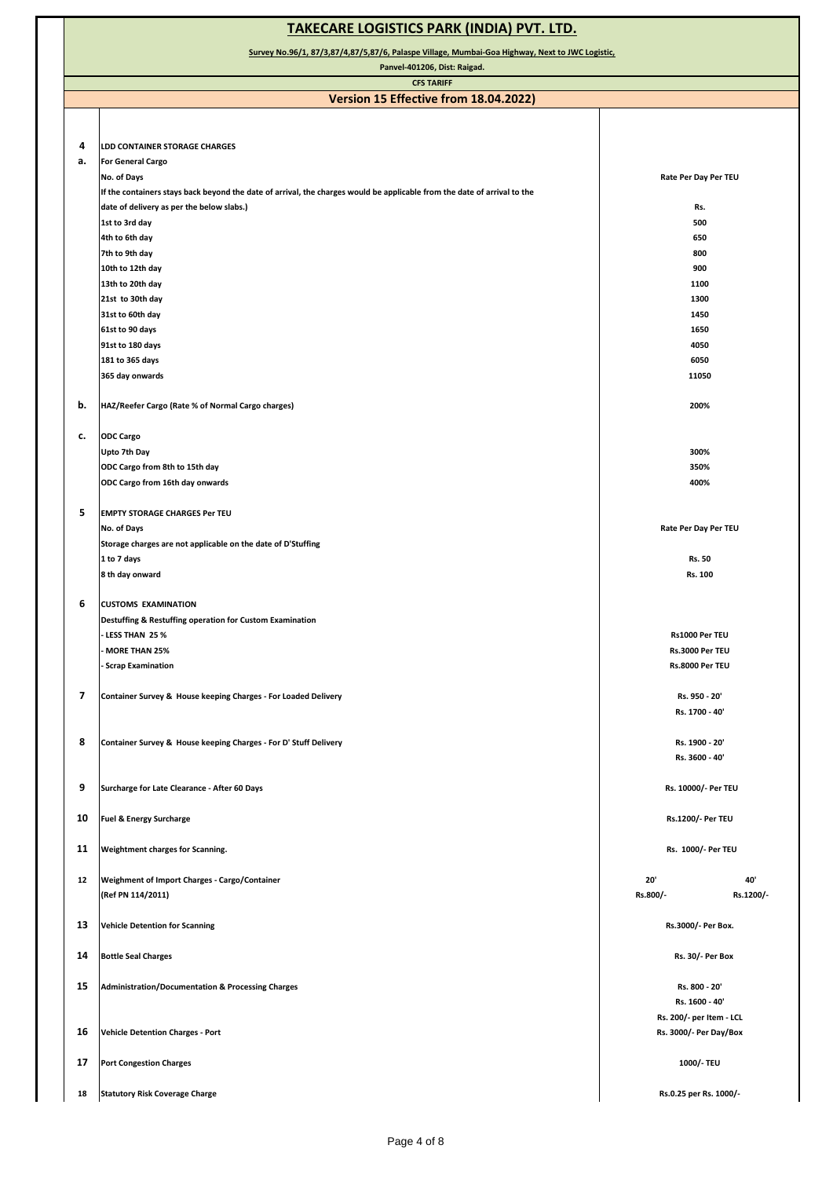# TAKECARE LOGISTICS PARK (INDIA) PVT. LTD.

**Survey No.96/1, 87/3,87/4,87/5,87/6, Palaspe Village, Mumbai-Goa Highway, Next to JWC Logistic,**

**Panvel-401206, Dist: Raigad.**

**CFS TARIFF**

## Version 15 Effective from 18.04.2022)

| | | |
|---|---|---|
| **4** | **LDD CONTAINER STORAGE CHARGES** | |
| **a.** | **For General Cargo** | |
| | **No. of Days** | **Rate Per Day Per TEU** |
| | **If the containers stays back beyond the date of arrival, the charges would be applicable from the date of arrival to the date of delivery as per the below slabs.)** | **Rs.** |
| | **1st to 3rd day** | **500** |
| | **4th to 6th day** | **650** |
| | **7th to 9th day** | **800** |
| | **10th to 12th day** | **900** |
| | **13th to 20th day** | **1100** |
| | **21st to 30th day** | **1300** |
| | **31st to 60th day** | **1450** |
| | **61st to 90 days** | **1650** |
| | **91st to 180 days** | **4050** |
| | **181 to 365 days** | **6050** |
| | **365 day onwards** | **11050** |
| **b.** | **HAZ/Reefer Cargo (Rate % of Normal Cargo charges)** | **200%** |
| **c.** | **ODC Cargo** | |
| | **Upto 7th Day** | **300%** |
| | **ODC Cargo from 8th to 15th day** | **350%** |
| | **ODC Cargo from 16th day onwards** | **400%** |
| **5** | **EMPTY STORAGE CHARGES Per TEU** | |
| | **No. of Days** | **Rate Per Day Per TEU** |
| | **Storage charges are not applicable on the date of D'Stuffing** | |
| | **1 to 7 days** | **Rs. 50** |
| | **8 th day onward** | **Rs. 100** |
| **6** | **CUSTOMS EXAMINATION** | |
| | **Destuffing & Restuffing operation for Custom Examination** | |
| | **- LESS THAN 25 %** | **Rs1000 Per TEU** |
| | **- MORE THAN 25%** | **Rs.3000 Per TEU** |
| | **- Scrap Examination** | **Rs.8000 Per TEU** |
| **7** | **Container Survey & House keeping Charges - For Loaded Delivery** | **Rs. 950 - 20'**<br>**Rs. 1700 - 40'** |
| **8** | **Container Survey & House keeping Charges - For D' Stuff Delivery** | **Rs. 1900 - 20'**<br>**Rs. 3600 - 40'** |
| **9** | **Surcharge for Late Clearance - After 60 Days** | **Rs. 10000/- Per TEU** |
| **10** | **Fuel & Energy Surcharge** | **Rs.1200/- Per TEU** |
| **11** | **Weightment charges for Scanning.** | **Rs. 1000/- Per TEU** |
| **12** | **Weighment of Import Charges - Cargo/Container (Ref PN 114/2011)** | **20': Rs.800/-**<br>**40': Rs.1200/-** |
| **13** | **Vehicle Detention for Scanning** | **Rs.3000/- Per Box.** |
| **14** | **Bottle Seal Charges** | **Rs. 30/- Per Box** |
| **15** | **Administration/Documentation & Processing Charges** | **Rs. 800 - 20'**<br>**Rs. 1600 - 40'**<br>**Rs. 200/- per Item - LCL** |
| **16** | **Vehicle Detention Charges - Port** | **Rs. 3000/- Per Day/Box** |
| **17** | **Port Congestion Charges** | **1000/- TEU** |
| **18** | **Statutory Risk Coverage Charge** | **Rs.0.25 per Rs. 1000/-** |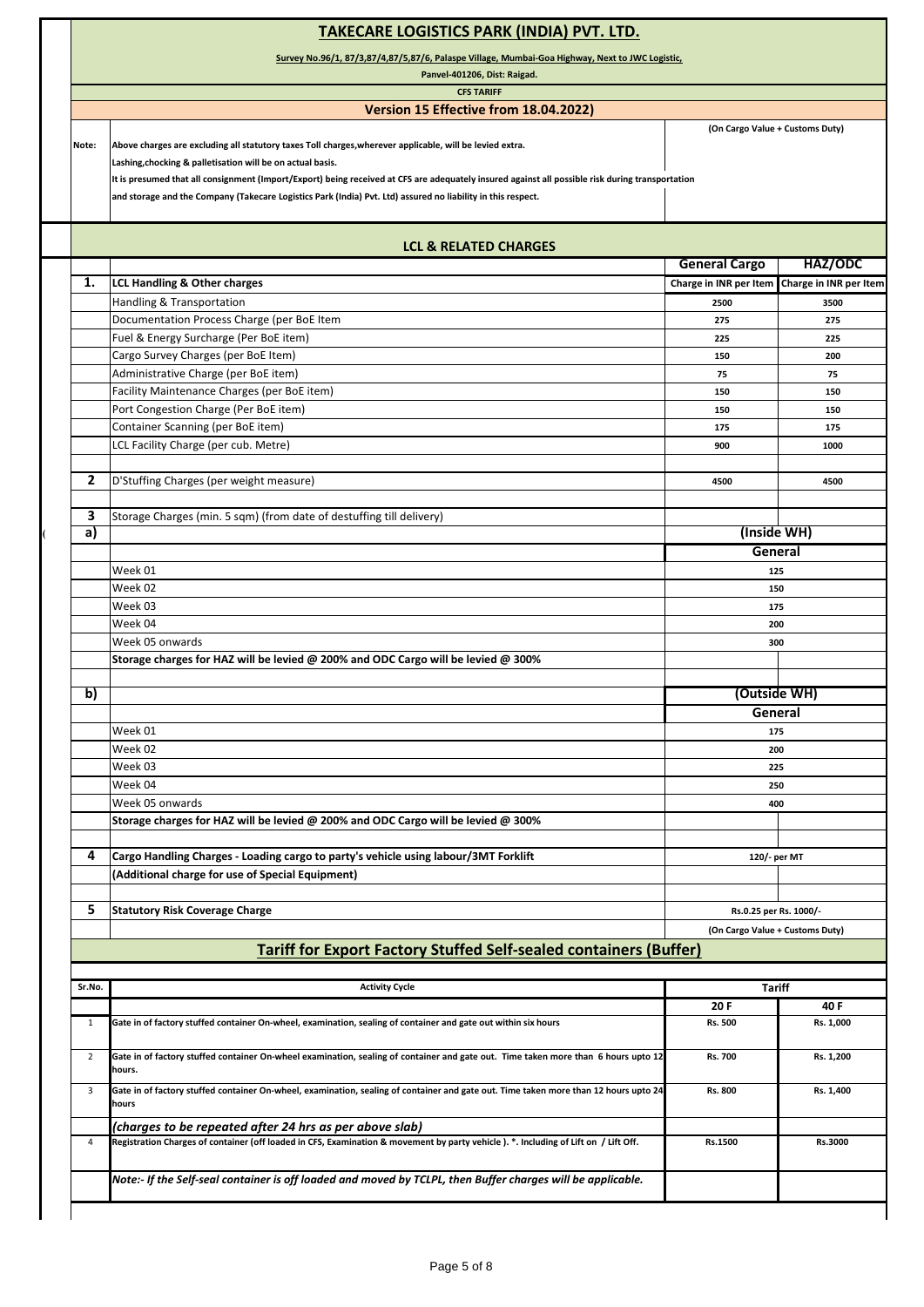# TAKECARE LOGISTICS PARK (INDIA) PVT. LTD.

**Survey No.96/1, 87/3,87/4,87/5,87/6, Palaspe Village, Mumbai-Goa Highway, Next to JWC Logistic,**

**Panvel-401206, Dist: Raigad.**

**CFS TARIFF**

**Version 15 Effective from 18.04.2022)**

**Note:** Above charges are excluding all statutory taxes Toll charges,wherever applicable, will be levied extra.
Lashing,chocking & palletisation will be on actual basis.
It is presumed that all consignment (Import/Export) being received at CFS are adequately insured against all possible risk during transportation and storage and the Company (Takecare Logistics Park (India) Pvt. Ltd) assured no liability in this respect.

(On Cargo Value + Customs Duty)

## LCL & RELATED CHARGES

| | | General Cargo | HAZ/ODC |
|---|---|---|---|
| **1.** | **LCL Handling & Other charges** | **Charge in INR per Item** | **Charge in INR per Item** |
| | Handling & Transportation | 2500 | 3500 |
| | Documentation Process Charge (per BoE Item | 275 | 275 |
| | Fuel & Energy Surcharge (Per BoE item) | 225 | 225 |
| | Cargo Survey Charges (per BoE Item) | 150 | 200 |
| | Administrative Charge (per BoE item) | 75 | 75 |
| | Facility Maintenance Charges (per BoE item) | 150 | 150 |
| | Port Congestion Charge (Per BoE item) | 150 | 150 |
| | Container Scanning (per BoE item) | 175 | 175 |
| | LCL Facility Charge (per cub. Metre) | 900 | 1000 |
| | | | |
| **2** | D'Stuffing Charges (per weight measure) | 4500 | 4500 |
| | | | |
| **3** | Storage Charges (min. 5 sqm) (from date of destuffing till delivery) | | |
| **a)** | | **(Inside WH)** | |
| | | **General** | |
| | Week 01 | 125 | |
| | Week 02 | 150 | |
| | Week 03 | 175 | |
| | Week 04 | 200 | |
| | Week 05 onwards | 300 | |
| | **Storage charges for HAZ will be levied @ 200% and ODC Cargo will be levied @ 300%** | | |
| | | | |
| **b)** | | **(Outside WH)** | |
| | | **General** | |
| | Week 01 | 175 | |
| | Week 02 | 200 | |
| | Week 03 | 225 | |
| | Week 04 | 250 | |
| | Week 05 onwards | 400 | |
| | **Storage charges for HAZ will be levied @ 200% and ODC Cargo will be levied @ 300%** | | |
| | | | |
| **4** | **Cargo Handling Charges - Loading cargo to party's vehicle using labour/3MT Forklift** | 120/- per MT | |
| | **(Additional charge for use of Special Equipment)** | | |
| | | | |
| **5** | **Statutory Risk Coverage Charge** | Rs.0.25 per Rs. 1000/- | |
| | | (On Cargo Value + Customs Duty) | |

## Tariff for Export Factory Stuffed Self-sealed containers (Buffer)

| Sr.No. | Activity Cycle | Tariff | |
|---|---|---|---|
| | | **20 F** | **40 F** |
| 1 | Gate in of factory stuffed container On-wheel, examination, sealing of container and gate out within six hours | Rs. 500 | Rs. 1,000 |
| 2 | Gate in of factory stuffed container On-wheel examination, sealing of container and gate out. Time taken more than 6 hours upto 12 hours. | Rs. 700 | Rs. 1,200 |
| 3 | Gate in of factory stuffed container On-wheel, examination, sealing of container and gate out. Time taken more than 12 hours upto 24 hours | Rs. 800 | Rs. 1,400 |
| | *(charges to be repeated after 24 hrs as per above slab)* | | |
| 4 | Registration Charges of container (off loaded in CFS, Examination & movement by party vehicle ). *. Including of Lift on / Lift Off. | Rs.1500 | Rs.3000 |
| | *Note:- If the Self-seal container is off loaded and moved by TCLPL, then Buffer charges will be applicable.* | | |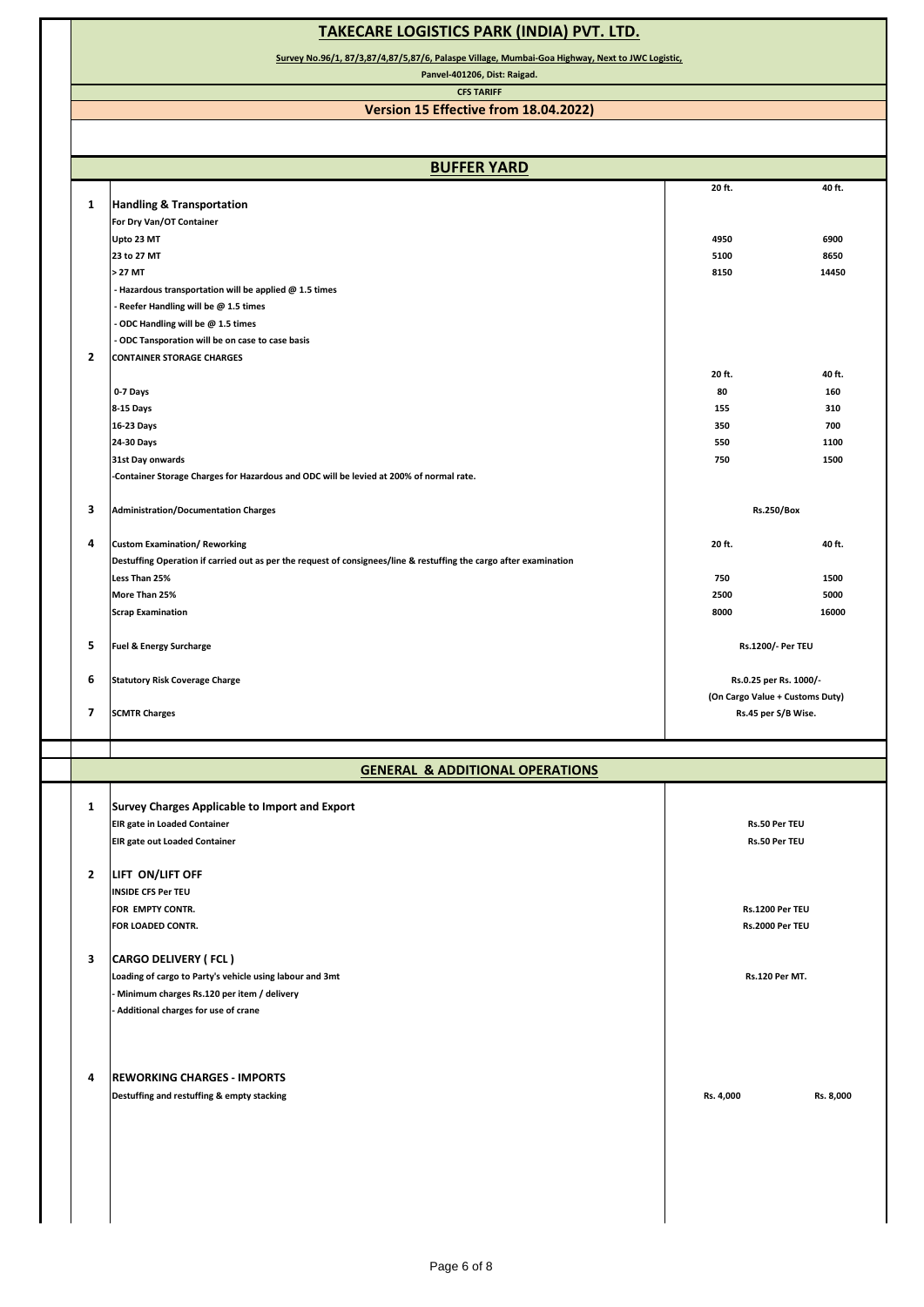# TAKECARE LOGISTICS PARK (INDIA) PVT. LTD.

**Survey No.96/1, 87/3,87/4,87/5,87/6, Palaspe Village, Mumbai-Goa Highway, Next to JWC Logistic,**

**Panvel-401206, Dist: Raigad.**

**CFS TARIFF**

## Version 15 Effective from 18.04.2022)

## BUFFER YARD

| | | 20 ft. | 40 ft. |
|---|---|---|---|
| **1** | **Handling & Transportation** | | |
| | **For Dry Van/OT Container** | | |
| | **Upto 23 MT** | 4950 | 6900 |
| | **23 to 27 MT** | 5100 | 8650 |
| | **> 27 MT** | 8150 | 14450 |
| | **- Hazardous transportation will be applied @ 1.5 times** | | |
| | **- Reefer Handling will be @ 1.5 times** | | |
| | **- ODC Handling will be @ 1.5 times** | | |
| | **- ODC Tansporation will be on case to case basis** | | |
| **2** | **CONTAINER STORAGE CHARGES** | | |
| | | 20 ft. | 40 ft. |
| | **0-7 Days** | 80 | 160 |
| | **8-15 Days** | 155 | 310 |
| | **16-23 Days** | 350 | 700 |
| | **24-30 Days** | 550 | 1100 |
| | **31st Day onwards** | 750 | 1500 |
| | **-Container Storage Charges for Hazardous and ODC will be levied at 200% of normal rate.** | | |
| **3** | **Administration/Documentation Charges** | Rs.250/Box | |
| **4** | **Custom Examination/ Reworking** | 20 ft. | 40 ft. |
| | **Destuffing Operation if carried out as per the request of consignees/line & restuffing the cargo after examination** | | |
| | **Less Than 25%** | 750 | 1500 |
| | **More Than 25%** | 2500 | 5000 |
| | **Scrap Examination** | 8000 | 16000 |
| **5** | **Fuel & Energy Surcharge** | Rs.1200/- Per TEU | |
| **6** | **Statutory Risk Coverage Charge** | Rs.0.25 per Rs. 1000/- (On Cargo Value + Customs Duty) | |
| **7** | **SCMTR Charges** | Rs.45 per S/B Wise. | |

## GENERAL & ADDITIONAL OPERATIONS

| | | | |
|---|---|---|---|
| **1** | **Survey Charges Applicable to Import and Export** | | |
| | **EIR gate in Loaded Container** | Rs.50 Per TEU | |
| | **EIR gate out Loaded Container** | Rs.50 Per TEU | |
| **2** | **LIFT ON/LIFT OFF** | | |
| | **INSIDE CFS Per TEU** | | |
| | **FOR EMPTY CONTR.** | Rs.1200 Per TEU | |
| | **FOR LOADED CONTR.** | Rs.2000 Per TEU | |
| **3** | **CARGO DELIVERY ( FCL )** | | |
| | **Loading of cargo to Party's vehicle using labour and 3mt** | Rs.120 Per MT. | |
| | **- Minimum charges Rs.120 per item / delivery** | | |
| | **- Additional charges for use of crane** | | |
| **4** | **REWORKING CHARGES - IMPORTS** | | |
| | **Destuffing and restuffing & empty stacking** | Rs. 4,000 | Rs. 8,000 |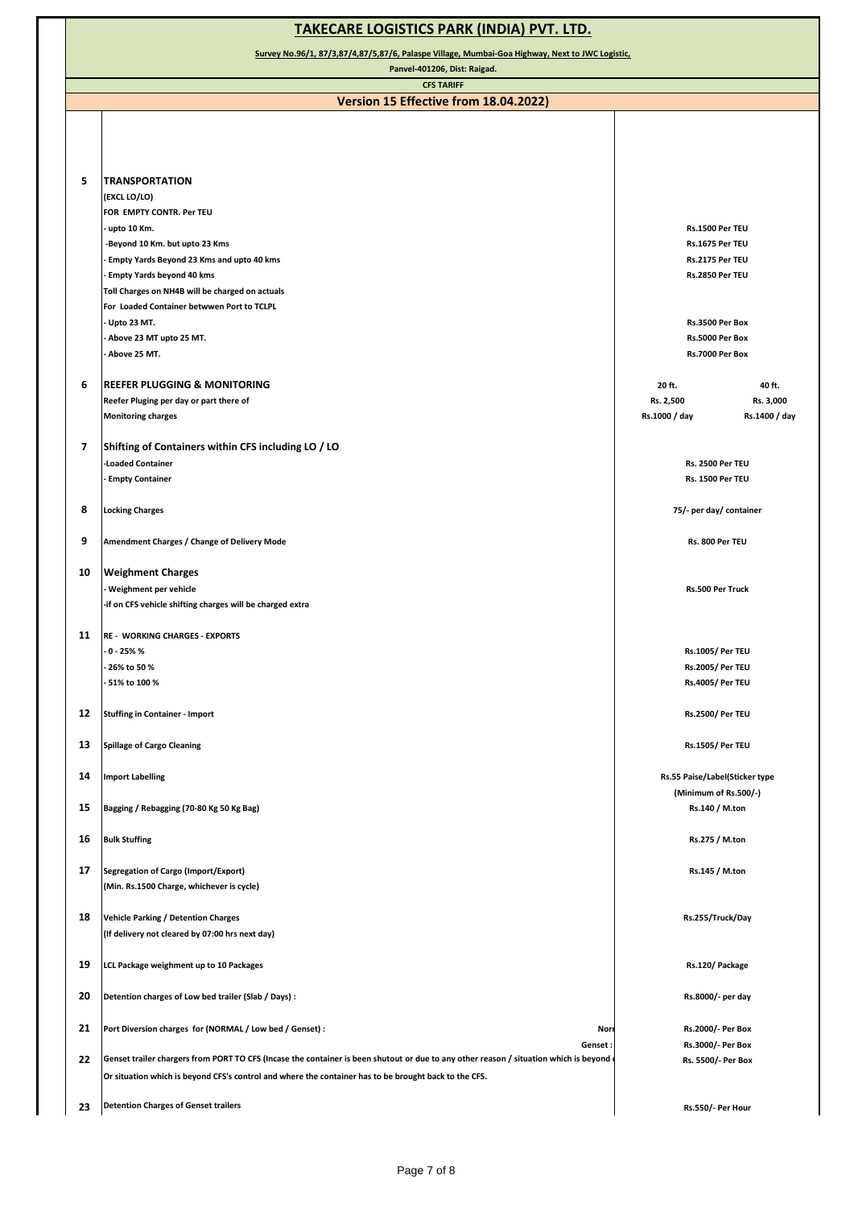# TAKECARE LOGISTICS PARK (INDIA) PVT. LTD.

**Survey No.96/1, 87/3,87/4,87/5,87/6, Palaspe Village, Mumbai-Goa Highway, Next to JWC Logistic,**

**Panvel-401206, Dist: Raigad.**

**CFS TARIFF**

## Version 15 Effective from 18.04.2022)

| No. | Description | Charges | |
|---|---|---|---|
| 5 | **TRANSPORTATION** | | |
| | **(EXCL LO/LO)** | | |
| | **FOR EMPTY CONTR. Per TEU** | | |
| | - upto 10 Km. | Rs.1500 Per TEU | |
| | -Beyond 10 Km. but upto 23 Kms | Rs.1675 Per TEU | |
| | - Empty Yards Beyond 23 Kms and upto 40 kms | Rs.2175 Per TEU | |
| | - Empty Yards beyond 40 kms | Rs.2850 Per TEU | |
| | Toll Charges on NH4B will be charged on actuals | | |
| | For Loaded Container betwwen Port to TCLPL | | |
| | - Upto 23 MT. | Rs.3500 Per Box | |
| | - Above 23 MT upto 25 MT. | Rs.5000 Per Box | |
| | - Above 25 MT. | Rs.7000 Per Box | |
| 6 | **REEFER PLUGGING & MONITORING** | 20 ft. | 40 ft. |
| | Reefer Pluging per day or part there of | Rs. 2,500 | Rs. 3,000 |
| | Monitoring charges | Rs.1000 / day | Rs.1400 / day |
| 7 | **Shifting of Containers within CFS including LO / LO** | | |
| | -Loaded Container | Rs. 2500 Per TEU | |
| | - Empty Container | Rs. 1500 Per TEU | |
| 8 | Locking Charges | 75/- per day/ container | |
| 9 | Amendment Charges / Change of Delivery Mode | Rs. 800 Per TEU | |
| 10 | **Weighment Charges** | | |
| | - Weighment per vehicle | Rs.500 Per Truck | |
| | -if on CFS vehicle shifting charges will be charged extra | | |
| 11 | RE - WORKING CHARGES - EXPORTS | | |
| | - 0 - 25% % | Rs.1005/ Per TEU | |
| | - 26% to 50 % | Rs.2005/ Per TEU | |
| | - 51% to 100 % | Rs.4005/ Per TEU | |
| 12 | Stuffing in Container - Import | Rs.2500/ Per TEU | |
| 13 | Spillage of Cargo Cleaning | Rs.1505/ Per TEU | |
| 14 | Import Labelling | Rs.55 Paise/Label(Sticker type (Minimum of Rs.500/-) | |
| 15 | Bagging / Rebagging (70-80 Kg 50 Kg Bag) | Rs.140 / M.ton | |
| 16 | Bulk Stuffing | Rs.275 / M.ton | |
| 17 | Segregation of Cargo (Import/Export) (Min. Rs.1500 Charge, whichever is cycle) | Rs.145 / M.ton | |
| 18 | Vehicle Parking / Detention Charges (If delivery not cleared by 07:00 hrs next day) | Rs.255/Truck/Day | |
| 19 | LCL Package weighment up to 10 Packages | Rs.120/ Package | |
| 20 | Detention charges of Low bed trailer (Slab / Days) : | Rs.8000/- per day | |
| 21 | Port Diversion charges for (NORMAL / Low bed / Genset) : Nor | Rs.2000/- Per Box | |
| | Genset : | Rs.3000/- Per Box | |
| 22 | Genset trailer chargers from PORT TO CFS (Incase the container is been shutout or due to any other reason / situation which is beyond Or situation which is beyond CFS's control and where the container has to be brought back to the CFS. | Rs. 5500/- Per Box | |
| 23 | Detention Charges of Genset trailers | Rs.550/- Per Hour | |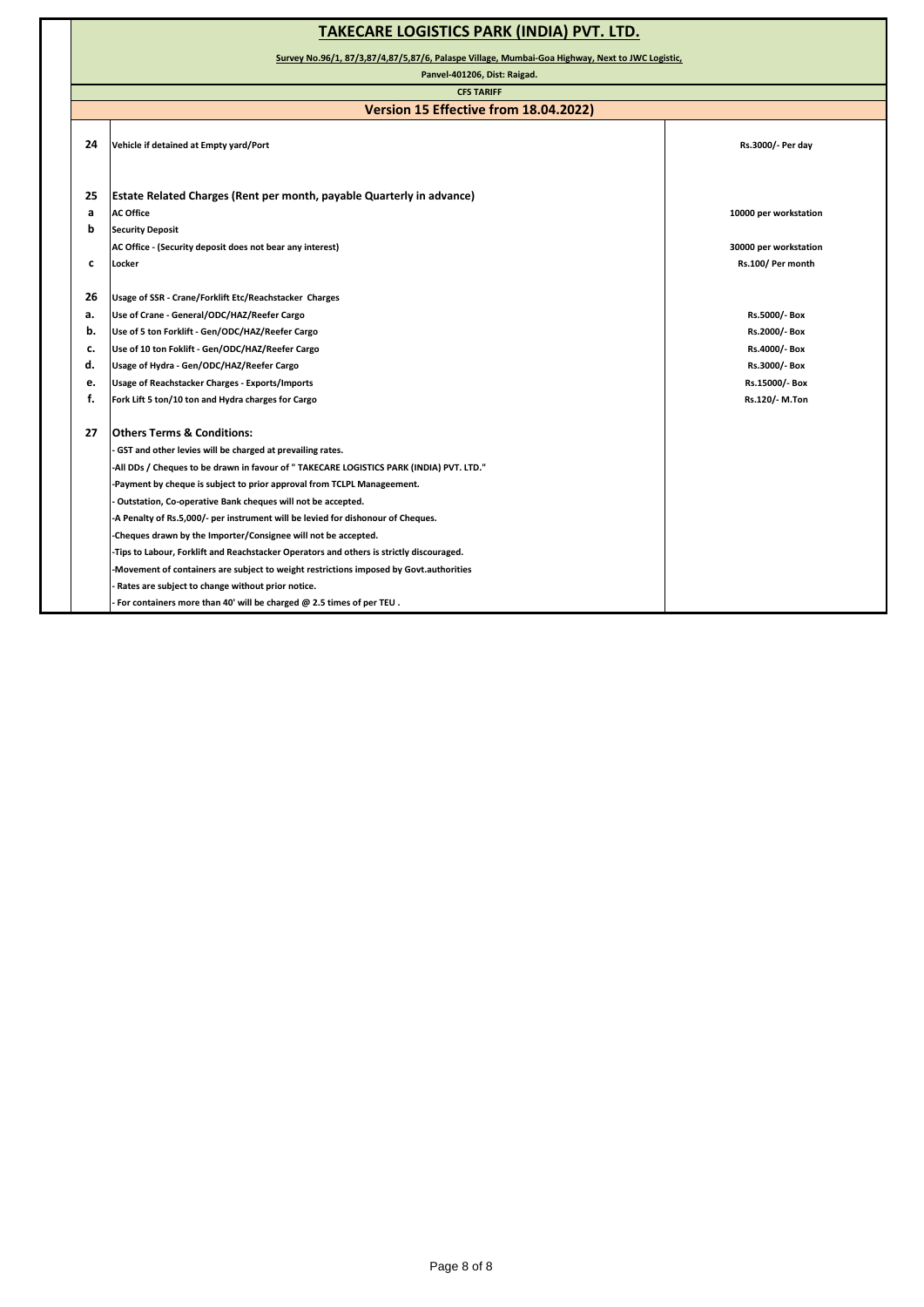# TAKECARE LOGISTICS PARK (INDIA) PVT. LTD.

**Survey No.96/1, 87/3,87/4,87/5,87/6, Palaspe Village, Mumbai-Goa Highway, Next to JWC Logistic,**

**Panvel-401206, Dist: Raigad.**

**CFS TARIFF**

## Version 15 Effective from 18.04.2022)

| | | |
|---|---|---|
| **24** | **Vehicle if detained at Empty yard/Port** | **Rs.3000/- Per day** |
| | | |
| **25** | **Estate Related Charges (Rent per month, payable Quarterly in advance)** | |
| **a** | **AC Office** | **10000 per workstation** |
| **b** | **Security Deposit** | |
| | **AC Office - (Security deposit does not bear any interest)** | **30000 per workstation** |
| **c** | **Locker** | **Rs.100/ Per month** |
| | | |
| **26** | **Usage of SSR - Crane/Forklift Etc/Reachstacker Charges** | |
| **a.** | **Use of Crane - General/ODC/HAZ/Reefer Cargo** | **Rs.5000/- Box** |
| **b.** | **Use of 5 ton Forklift - Gen/ODC/HAZ/Reefer Cargo** | **Rs.2000/- Box** |
| **c.** | **Use of 10 ton Foklift - Gen/ODC/HAZ/Reefer Cargo** | **Rs.4000/- Box** |
| **d.** | **Usage of Hydra - Gen/ODC/HAZ/Reefer Cargo** | **Rs.3000/- Box** |
| **e.** | **Usage of Reachstacker Charges - Exports/Imports** | **Rs.15000/- Box** |
| **f.** | **Fork Lift 5 ton/10 ton and Hydra charges for Cargo** | **Rs.120/- M.Ton** |
| | | |
| **27** | **Others Terms & Conditions:** | |
| | **- GST and other levies will be charged at prevailing rates.** | |
| | **-All DDs / Cheques to be drawn in favour of " TAKECARE LOGISTICS PARK (INDIA) PVT. LTD."** | |
| | **-Payment by cheque is subject to prior approval from TCLPL Manageement.** | |
| | **- Outstation, Co-operative Bank cheques will not be accepted.** | |
| | **-A Penalty of Rs.5,000/- per instrument will be levied for dishonour of Cheques.** | |
| | **-Cheques drawn by the Importer/Consignee will not be accepted.** | |
| | **-Tips to Labour, Forklift and Reachstacker Operators and others is strictly discouraged.** | |
| | **-Movement of containers are subject to weight restrictions imposed by Govt.authorities** | |
| | **- Rates are subject to change without prior notice.** | |
| | **- For containers more than 40' will be charged @ 2.5 times of per TEU .** | |